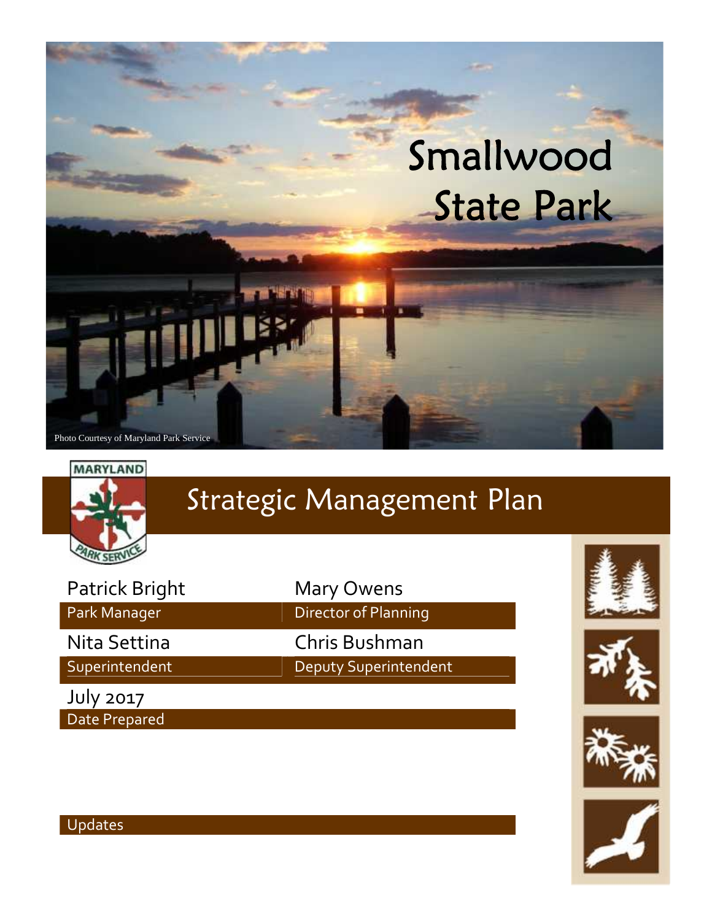# Smallwood State Park

Photo Courtesy of Maryland Park Service

MARYLAND PARK SERVICE

## Strategic Management Plan

| | |
|---|---|
| Patrick Bright | Mary Owens |
| Park Manager | Director of Planning |
| Nita Settina | Chris Bushman |
| Superintendent | Deputy Superintendent |
| July 2017 | |
| Date Prepared | |

Updates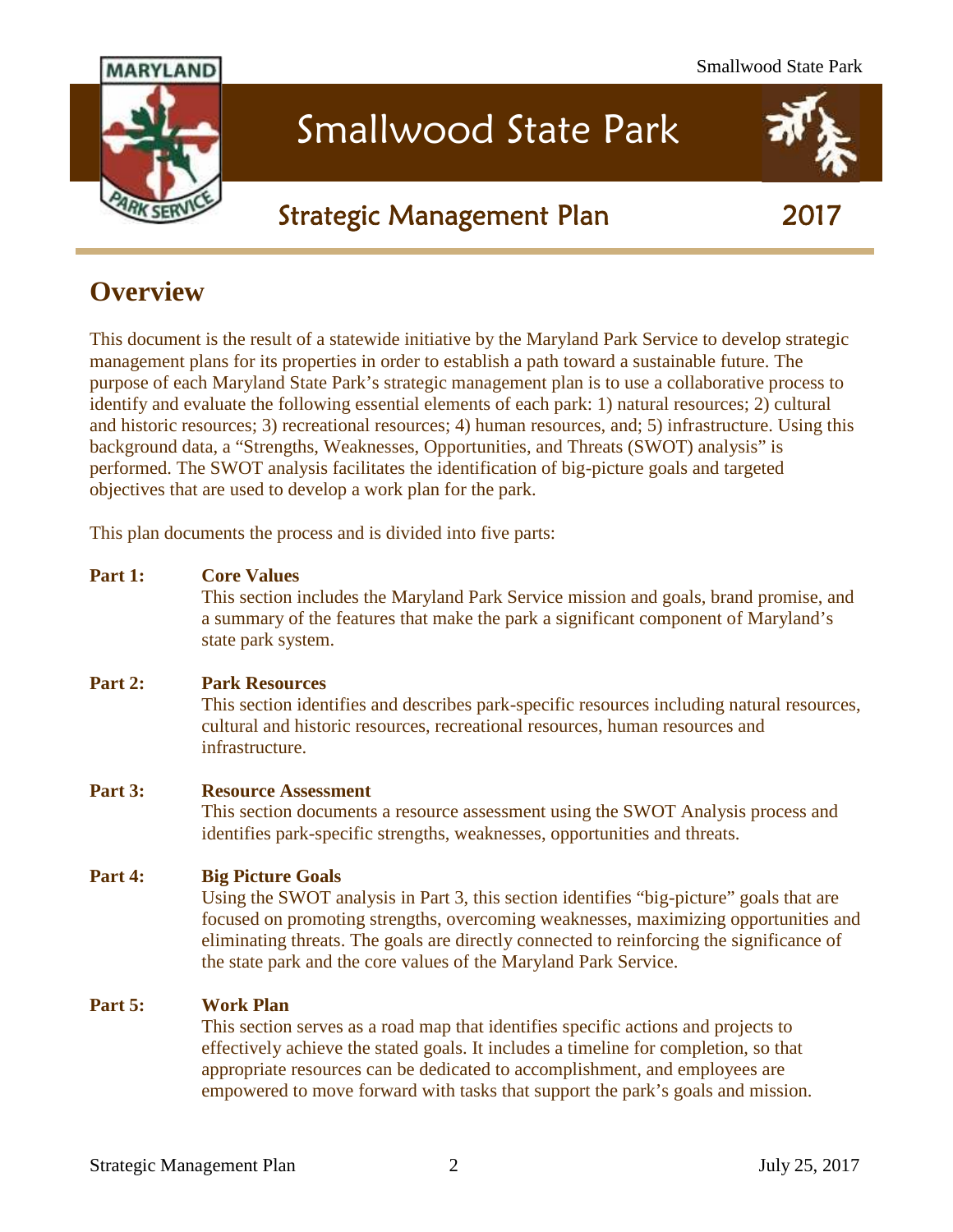# Smallwood State Park

## Strategic Management Plan 2017

## Overview

This document is the result of a statewide initiative by the Maryland Park Service to develop strategic management plans for its properties in order to establish a path toward a sustainable future. The purpose of each Maryland State Park's strategic management plan is to use a collaborative process to identify and evaluate the following essential elements of each park: 1) natural resources; 2) cultural and historic resources; 3) recreational resources; 4) human resources, and; 5) infrastructure. Using this background data, a "Strengths, Weaknesses, Opportunities, and Threats (SWOT) analysis" is performed. The SWOT analysis facilitates the identification of big-picture goals and targeted objectives that are used to develop a work plan for the park.

This plan documents the process and is divided into five parts:

**Part 1: Core Values**
This section includes the Maryland Park Service mission and goals, brand promise, and a summary of the features that make the park a significant component of Maryland's state park system.

**Part 2: Park Resources**
This section identifies and describes park-specific resources including natural resources, cultural and historic resources, recreational resources, human resources and infrastructure.

**Part 3: Resource Assessment**
This section documents a resource assessment using the SWOT Analysis process and identifies park-specific strengths, weaknesses, opportunities and threats.

**Part 4: Big Picture Goals**
Using the SWOT analysis in Part 3, this section identifies "big-picture" goals that are focused on promoting strengths, overcoming weaknesses, maximizing opportunities and eliminating threats. The goals are directly connected to reinforcing the significance of the state park and the core values of the Maryland Park Service.

**Part 5: Work Plan**
This section serves as a road map that identifies specific actions and projects to effectively achieve the stated goals. It includes a timeline for completion, so that appropriate resources can be dedicated to accomplishment, and employees are empowered to move forward with tasks that support the park's goals and mission.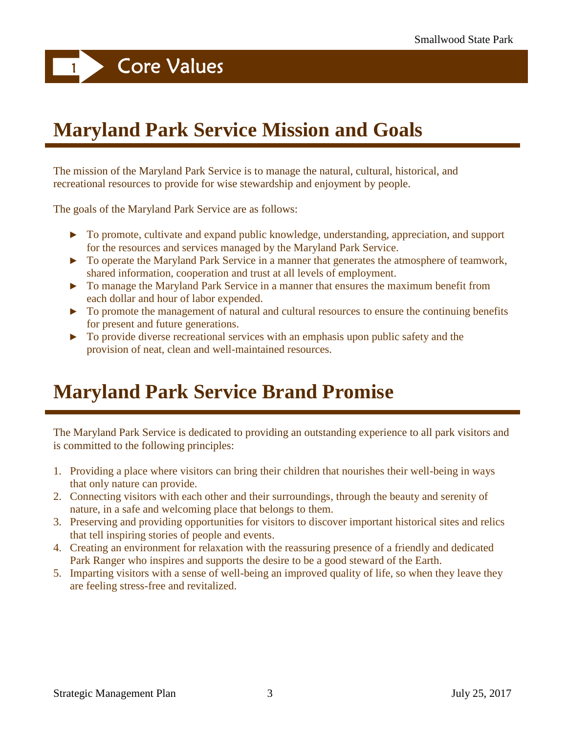# 1 Core Values

## Maryland Park Service Mission and Goals

The mission of the Maryland Park Service is to manage the natural, cultural, historical, and recreational resources to provide for wise stewardship and enjoyment by people.

The goals of the Maryland Park Service are as follows:

- To promote, cultivate and expand public knowledge, understanding, appreciation, and support for the resources and services managed by the Maryland Park Service.
- To operate the Maryland Park Service in a manner that generates the atmosphere of teamwork, shared information, cooperation and trust at all levels of employment.
- To manage the Maryland Park Service in a manner that ensures the maximum benefit from each dollar and hour of labor expended.
- To promote the management of natural and cultural resources to ensure the continuing benefits for present and future generations.
- To provide diverse recreational services with an emphasis upon public safety and the provision of neat, clean and well-maintained resources.

## Maryland Park Service Brand Promise

The Maryland Park Service is dedicated to providing an outstanding experience to all park visitors and is committed to the following principles:

1. Providing a place where visitors can bring their children that nourishes their well-being in ways that only nature can provide.
2. Connecting visitors with each other and their surroundings, through the beauty and serenity of nature, in a safe and welcoming place that belongs to them.
3. Preserving and providing opportunities for visitors to discover important historical sites and relics that tell inspiring stories of people and events.
4. Creating an environment for relaxation with the reassuring presence of a friendly and dedicated Park Ranger who inspires and supports the desire to be a good steward of the Earth.
5. Imparting visitors with a sense of well-being an improved quality of life, so when they leave they are feeling stress-free and revitalized.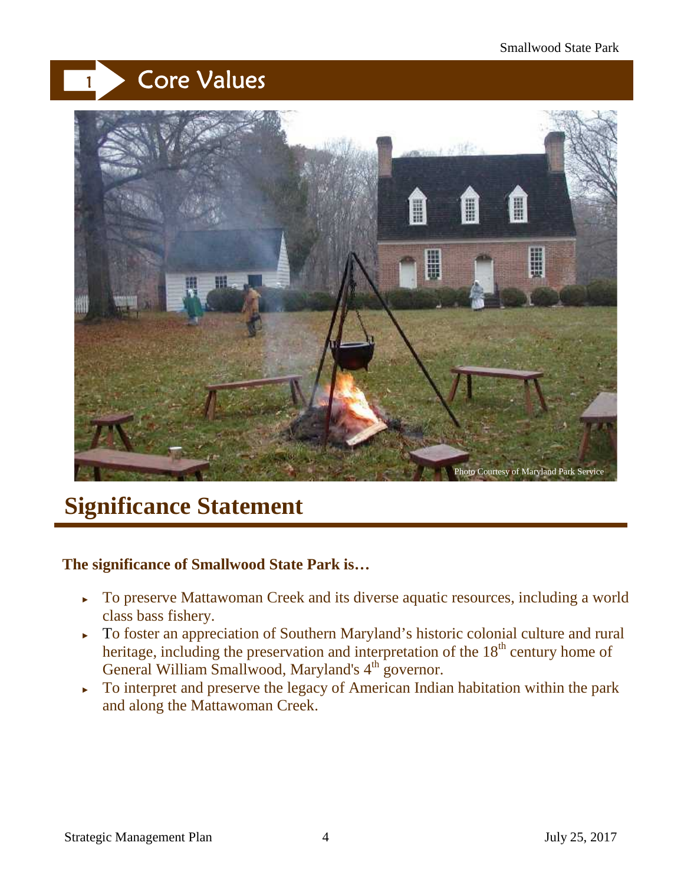# 1 Core Values

Photo Courtesy of Maryland Park Service

## Significance Statement

**The significance of Smallwood State Park is…**

- To preserve Mattawoman Creek and its diverse aquatic resources, including a world class bass fishery.
- To foster an appreciation of Southern Maryland's historic colonial culture and rural heritage, including the preservation and interpretation of the 18th century home of General William Smallwood, Maryland's 4th governor.
- To interpret and preserve the legacy of American Indian habitation within the park and along the Mattawoman Creek.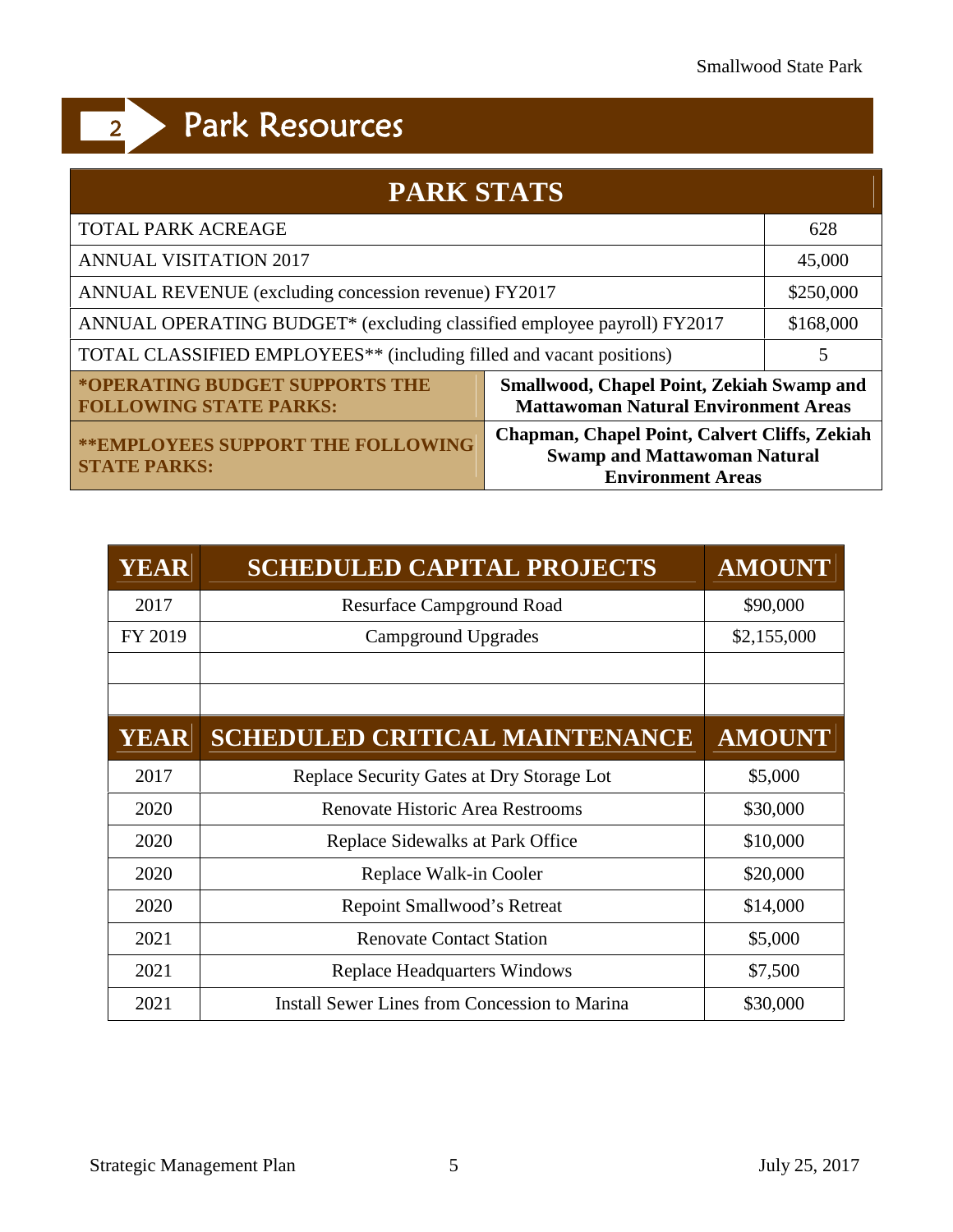## 2 Park Resources

| PARK STATS | |
|---|---|
| TOTAL PARK ACREAGE | 628 |
| ANNUAL VISITATION 2017 | 45,000 |
| ANNUAL REVENUE (excluding concession revenue) FY2017 | $250,000 |
| ANNUAL OPERATING BUDGET* (excluding classified employee payroll) FY2017 | $168,000 |
| TOTAL CLASSIFIED EMPLOYEES** (including filled and vacant positions) | 5 |
| **\*OPERATING BUDGET SUPPORTS THE FOLLOWING STATE PARKS:** | **Smallwood, Chapel Point, Zekiah Swamp and Mattawoman Natural Environment Areas** |
| **\*\*EMPLOYEES SUPPORT THE FOLLOWING STATE PARKS:** | **Chapman, Chapel Point, Calvert Cliffs, Zekiah Swamp and Mattawoman Natural Environment Areas** |

| YEAR | SCHEDULED CAPITAL PROJECTS | AMOUNT |
|---|---|---|
| 2017 | Resurface Campground Road | $90,000 |
| FY 2019 | Campground Upgrades | $2,155,000 |
| | | |
| | | |
| **YEAR** | **SCHEDULED CRITICAL MAINTENANCE** | **AMOUNT** |
| 2017 | Replace Security Gates at Dry Storage Lot | $5,000 |
| 2020 | Renovate Historic Area Restrooms | $30,000 |
| 2020 | Replace Sidewalks at Park Office | $10,000 |
| 2020 | Replace Walk-in Cooler | $20,000 |
| 2020 | Repoint Smallwood's Retreat | $14,000 |
| 2021 | Renovate Contact Station | $5,000 |
| 2021 | Replace Headquarters Windows | $7,500 |
| 2021 | Install Sewer Lines from Concession to Marina | $30,000 |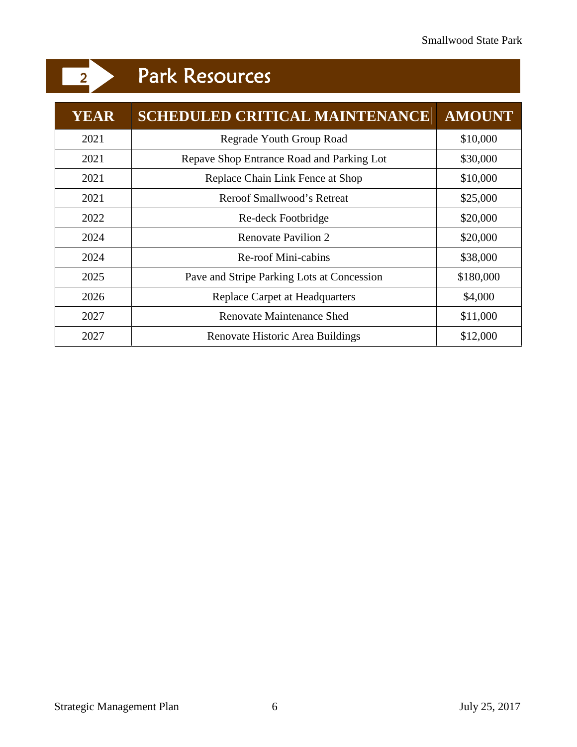# 2 Park Resources

| YEAR | SCHEDULED CRITICAL MAINTENANCE | AMOUNT |
|---|---|---|
| 2021 | Regrade Youth Group Road | $10,000 |
| 2021 | Repave Shop Entrance Road and Parking Lot | $30,000 |
| 2021 | Replace Chain Link Fence at Shop | $10,000 |
| 2021 | Reroof Smallwood's Retreat | $25,000 |
| 2022 | Re-deck Footbridge | $20,000 |
| 2024 | Renovate Pavilion 2 | $20,000 |
| 2024 | Re-roof Mini-cabins | $38,000 |
| 2025 | Pave and Stripe Parking Lots at Concession | $180,000 |
| 2026 | Replace Carpet at Headquarters | $4,000 |
| 2027 | Renovate Maintenance Shed | $11,000 |
| 2027 | Renovate Historic Area Buildings | $12,000 |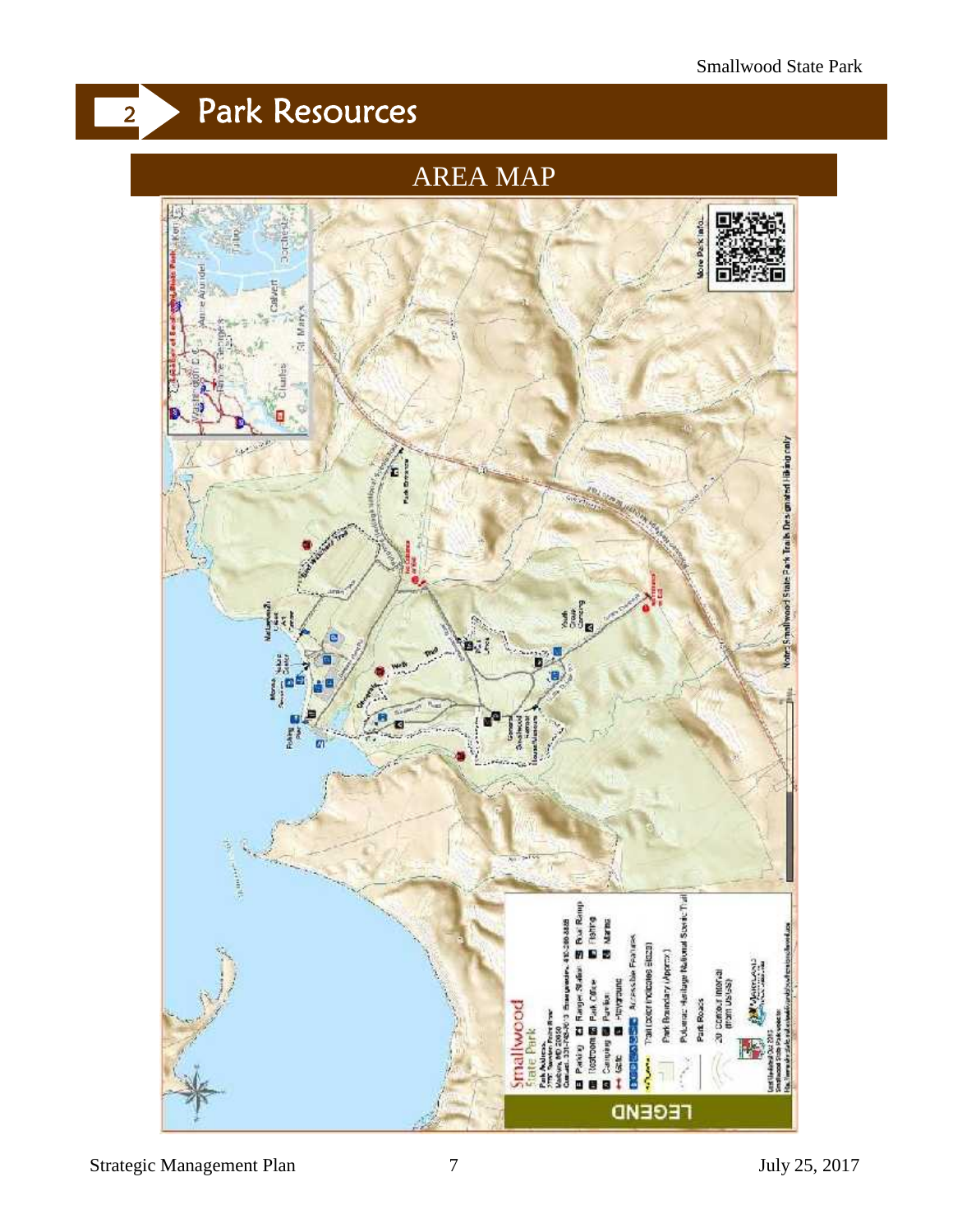# 2 Park Resources

## AREA MAP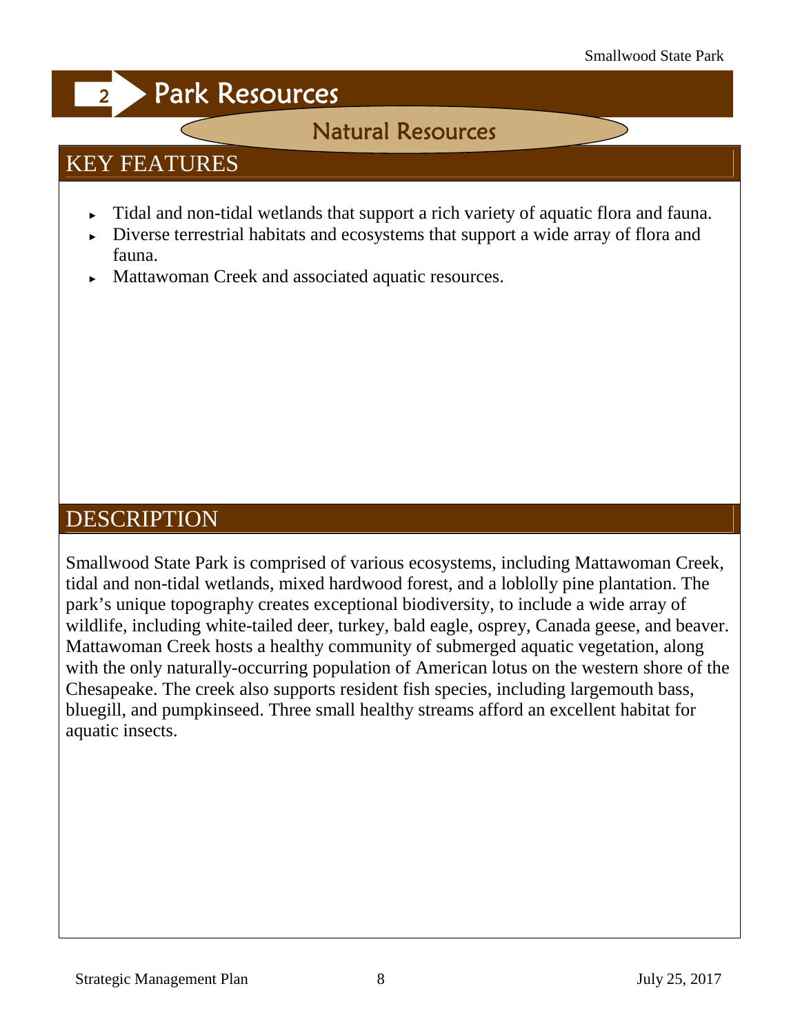# 2 Park Resources

## Natural Resources

### KEY FEATURES

- Tidal and non-tidal wetlands that support a rich variety of aquatic flora and fauna.
- Diverse terrestrial habitats and ecosystems that support a wide array of flora and fauna.
- Mattawoman Creek and associated aquatic resources.

### DESCRIPTION

Smallwood State Park is comprised of various ecosystems, including Mattawoman Creek, tidal and non-tidal wetlands, mixed hardwood forest, and a loblolly pine plantation. The park's unique topography creates exceptional biodiversity, to include a wide array of wildlife, including white-tailed deer, turkey, bald eagle, osprey, Canada geese, and beaver. Mattawoman Creek hosts a healthy community of submerged aquatic vegetation, along with the only naturally-occurring population of American lotus on the western shore of the Chesapeake. The creek also supports resident fish species, including largemouth bass, bluegill, and pumpkinseed. Three small healthy streams afford an excellent habitat for aquatic insects.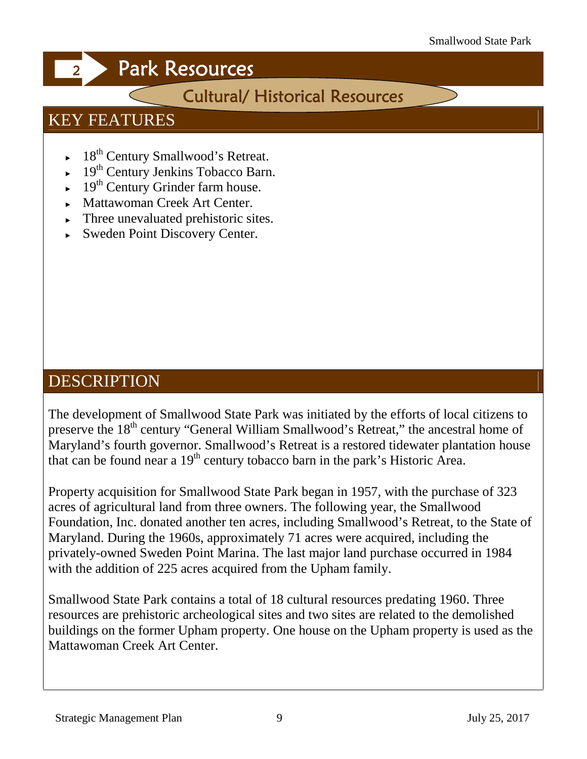## 2 Park Resources

### Cultural/ Historical Resources

### KEY FEATURES

- 18th Century Smallwood's Retreat.
- 19th Century Jenkins Tobacco Barn.
- 19th Century Grinder farm house.
- Mattawoman Creek Art Center.
- Three unevaluated prehistoric sites.
- Sweden Point Discovery Center.

### DESCRIPTION

The development of Smallwood State Park was initiated by the efforts of local citizens to preserve the 18th century "General William Smallwood's Retreat," the ancestral home of Maryland's fourth governor. Smallwood's Retreat is a restored tidewater plantation house that can be found near a 19th century tobacco barn in the park's Historic Area.

Property acquisition for Smallwood State Park began in 1957, with the purchase of 323 acres of agricultural land from three owners. The following year, the Smallwood Foundation, Inc. donated another ten acres, including Smallwood's Retreat, to the State of Maryland. During the 1960s, approximately 71 acres were acquired, including the privately-owned Sweden Point Marina. The last major land purchase occurred in 1984 with the addition of 225 acres acquired from the Upham family.

Smallwood State Park contains a total of 18 cultural resources predating 1960. Three resources are prehistoric archeological sites and two sites are related to the demolished buildings on the former Upham property. One house on the Upham property is used as the Mattawoman Creek Art Center.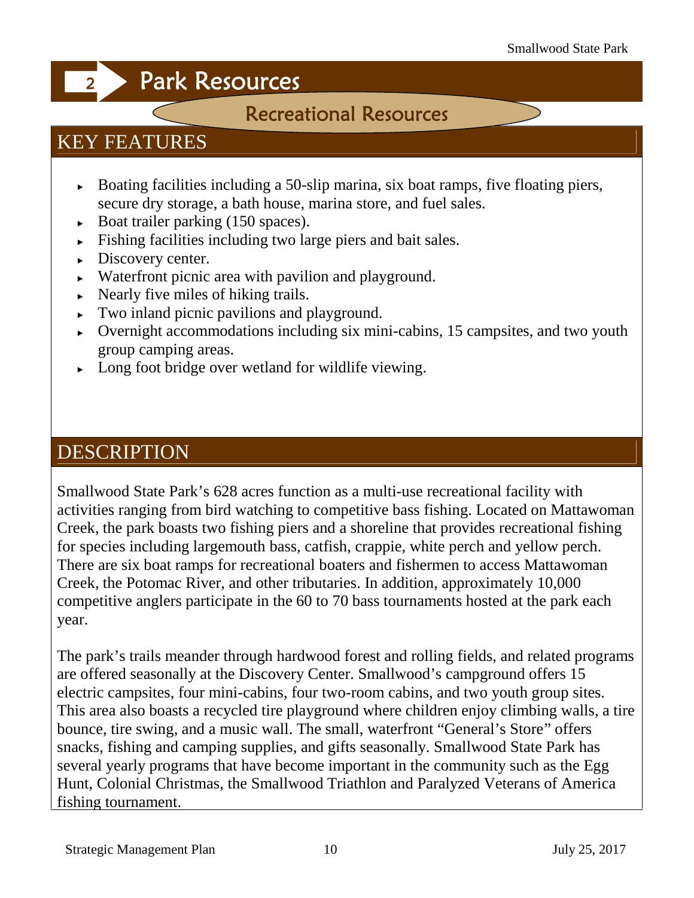# 2 Park Resources

## Recreational Resources

### KEY FEATURES

- Boating facilities including a 50-slip marina, six boat ramps, five floating piers, secure dry storage, a bath house, marina store, and fuel sales.
- Boat trailer parking (150 spaces).
- Fishing facilities including two large piers and bait sales.
- Discovery center.
- Waterfront picnic area with pavilion and playground.
- Nearly five miles of hiking trails.
- Two inland picnic pavilions and playground.
- Overnight accommodations including six mini-cabins, 15 campsites, and two youth group camping areas.
- Long foot bridge over wetland for wildlife viewing.

### DESCRIPTION

Smallwood State Park's 628 acres function as a multi-use recreational facility with activities ranging from bird watching to competitive bass fishing. Located on Mattawoman Creek, the park boasts two fishing piers and a shoreline that provides recreational fishing for species including largemouth bass, catfish, crappie, white perch and yellow perch. There are six boat ramps for recreational boaters and fishermen to access Mattawoman Creek, the Potomac River, and other tributaries. In addition, approximately 10,000 competitive anglers participate in the 60 to 70 bass tournaments hosted at the park each year.

The park's trails meander through hardwood forest and rolling fields, and related programs are offered seasonally at the Discovery Center. Smallwood's campground offers 15 electric campsites, four mini-cabins, four two-room cabins, and two youth group sites. This area also boasts a recycled tire playground where children enjoy climbing walls, a tire bounce, tire swing, and a music wall. The small, waterfront "General's Store" offers snacks, fishing and camping supplies, and gifts seasonally. Smallwood State Park has several yearly programs that have become important in the community such as the Egg Hunt, Colonial Christmas, the Smallwood Triathlon and Paralyzed Veterans of America fishing tournament.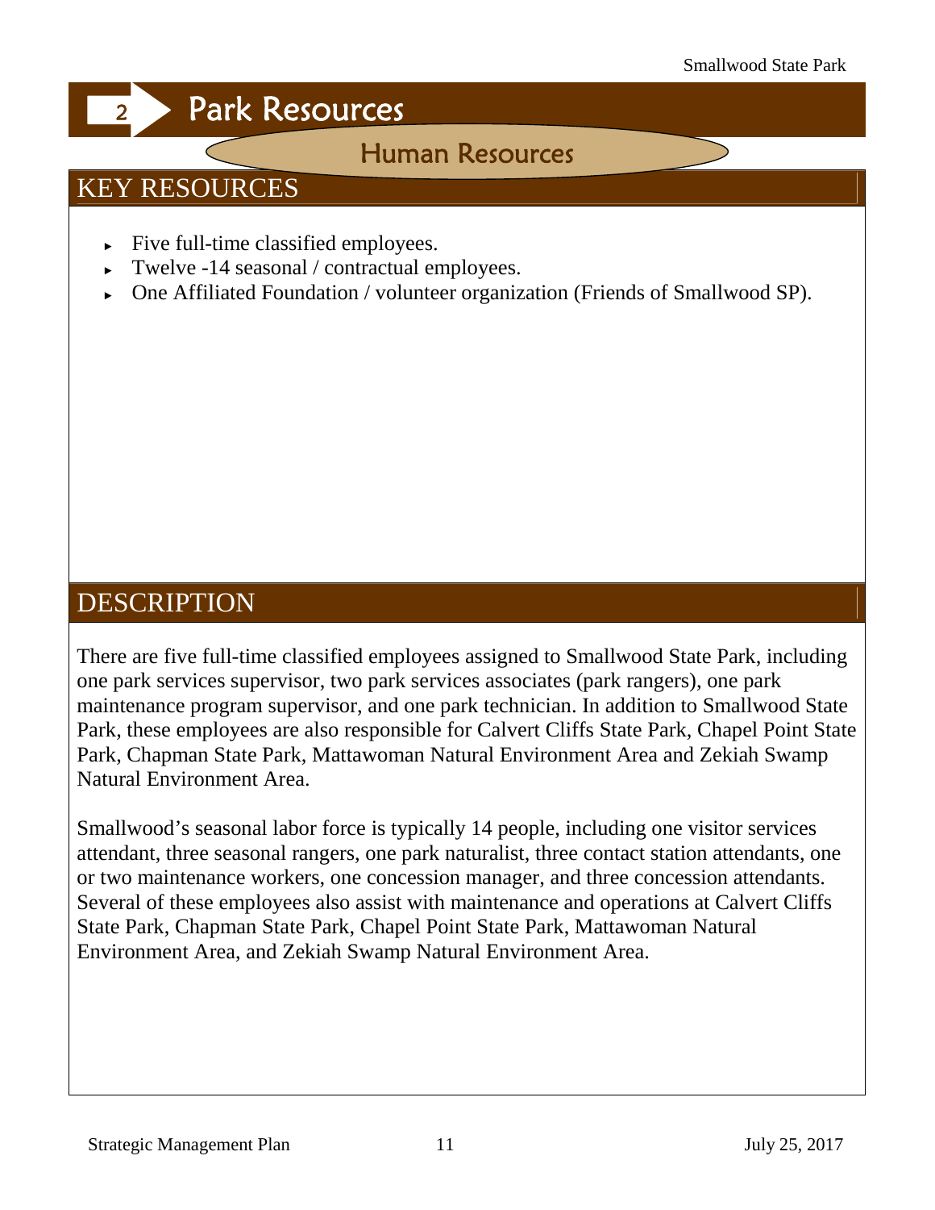# 2 Park Resources

## Human Resources

### KEY RESOURCES

- Five full-time classified employees.
- Twelve -14 seasonal / contractual employees.
- One Affiliated Foundation / volunteer organization (Friends of Smallwood SP).

### DESCRIPTION

There are five full-time classified employees assigned to Smallwood State Park, including one park services supervisor, two park services associates (park rangers), one park maintenance program supervisor, and one park technician. In addition to Smallwood State Park, these employees are also responsible for Calvert Cliffs State Park, Chapel Point State Park, Chapman State Park, Mattawoman Natural Environment Area and Zekiah Swamp Natural Environment Area.

Smallwood's seasonal labor force is typically 14 people, including one visitor services attendant, three seasonal rangers, one park naturalist, three contact station attendants, one or two maintenance workers, one concession manager, and three concession attendants. Several of these employees also assist with maintenance and operations at Calvert Cliffs State Park, Chapman State Park, Chapel Point State Park, Mattawoman Natural Environment Area, and Zekiah Swamp Natural Environment Area.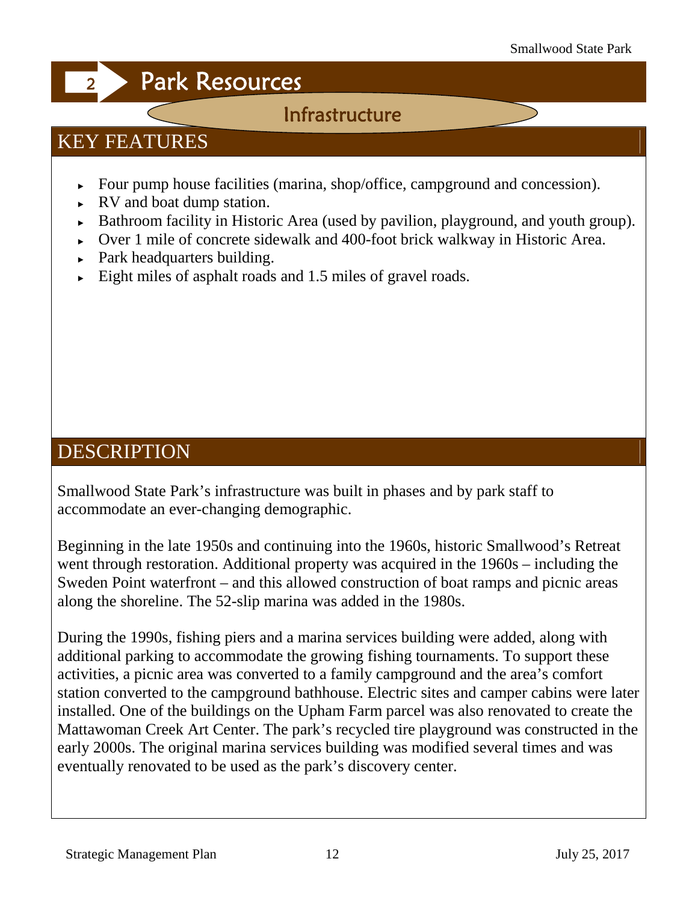# 2 Park Resources

## Infrastructure

### KEY FEATURES

- Four pump house facilities (marina, shop/office, campground and concession).
- RV and boat dump station.
- Bathroom facility in Historic Area (used by pavilion, playground, and youth group).
- Over 1 mile of concrete sidewalk and 400-foot brick walkway in Historic Area.
- Park headquarters building.
- Eight miles of asphalt roads and 1.5 miles of gravel roads.

### DESCRIPTION

Smallwood State Park's infrastructure was built in phases and by park staff to accommodate an ever-changing demographic.

Beginning in the late 1950s and continuing into the 1960s, historic Smallwood's Retreat went through restoration. Additional property was acquired in the 1960s – including the Sweden Point waterfront – and this allowed construction of boat ramps and picnic areas along the shoreline. The 52-slip marina was added in the 1980s.

During the 1990s, fishing piers and a marina services building were added, along with additional parking to accommodate the growing fishing tournaments. To support these activities, a picnic area was converted to a family campground and the area's comfort station converted to the campground bathhouse. Electric sites and camper cabins were later installed. One of the buildings on the Upham Farm parcel was also renovated to create the Mattawoman Creek Art Center. The park's recycled tire playground was constructed in the early 2000s. The original marina services building was modified several times and was eventually renovated to be used as the park's discovery center.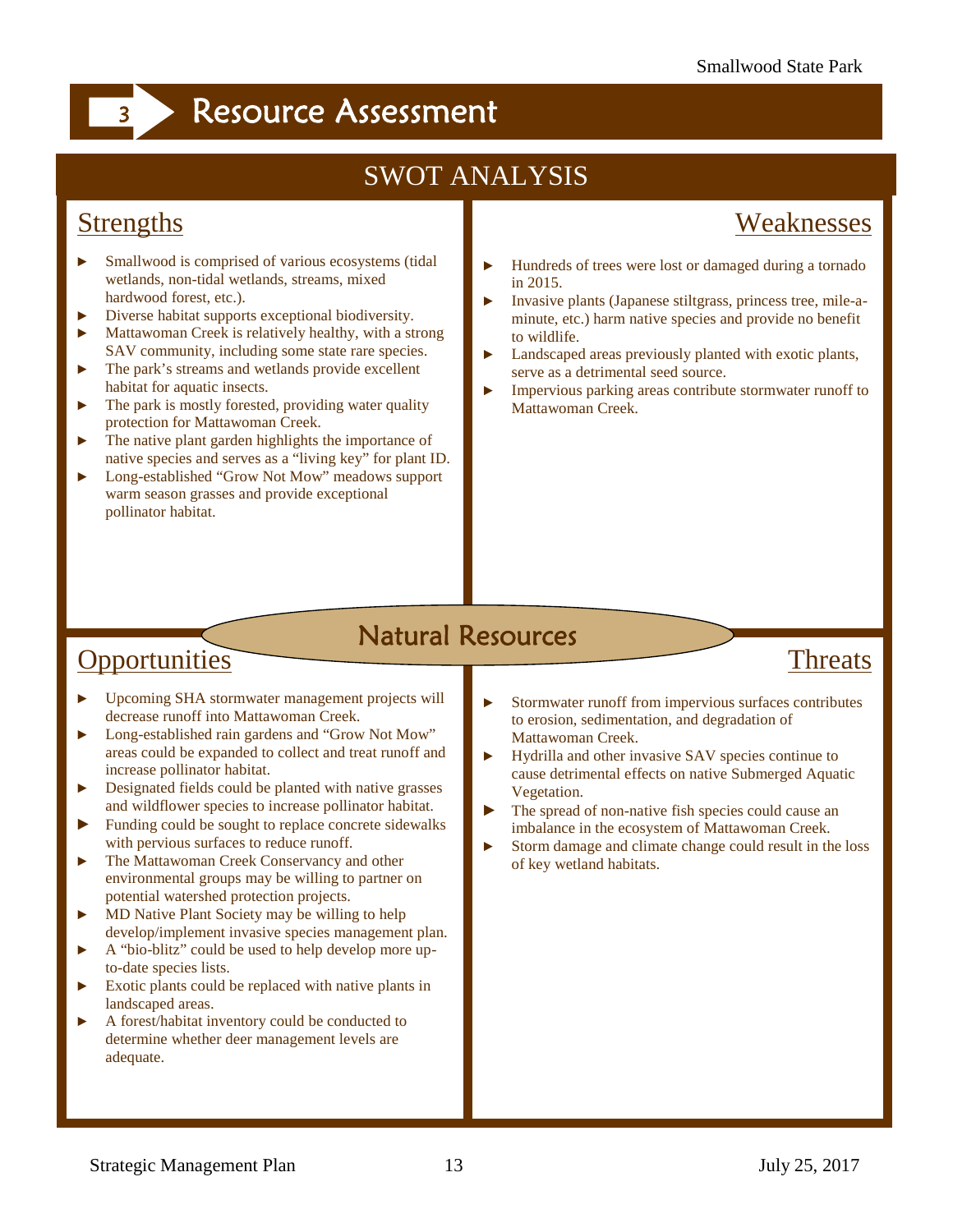# 3 Resource Assessment

## SWOT ANALYSIS

### Natural Resources

### Strengths

- Smallwood is comprised of various ecosystems (tidal wetlands, non-tidal wetlands, streams, mixed hardwood forest, etc.).
- Diverse habitat supports exceptional biodiversity.
- Mattawoman Creek is relatively healthy, with a strong SAV community, including some state rare species.
- The park's streams and wetlands provide excellent habitat for aquatic insects.
- The park is mostly forested, providing water quality protection for Mattawoman Creek.
- The native plant garden highlights the importance of native species and serves as a "living key" for plant ID.
- Long-established "Grow Not Mow" meadows support warm season grasses and provide exceptional pollinator habitat.

### Weaknesses

- Hundreds of trees were lost or damaged during a tornado in 2015.
- Invasive plants (Japanese stiltgrass, princess tree, mile-a-minute, etc.) harm native species and provide no benefit to wildlife.
- Landscaped areas previously planted with exotic plants, serve as a detrimental seed source.
- Impervious parking areas contribute stormwater runoff to Mattawoman Creek.

### Opportunities

- Upcoming SHA stormwater management projects will decrease runoff into Mattawoman Creek.
- Long-established rain gardens and "Grow Not Mow" areas could be expanded to collect and treat runoff and increase pollinator habitat.
- Designated fields could be planted with native grasses and wildflower species to increase pollinator habitat.
- Funding could be sought to replace concrete sidewalks with pervious surfaces to reduce runoff.
- The Mattawoman Creek Conservancy and other environmental groups may be willing to partner on potential watershed protection projects.
- MD Native Plant Society may be willing to help develop/implement invasive species management plan.
- A "bio-blitz" could be used to help develop more up-to-date species lists.
- Exotic plants could be replaced with native plants in landscaped areas.
- A forest/habitat inventory could be conducted to determine whether deer management levels are adequate.

### Threats

- Stormwater runoff from impervious surfaces contributes to erosion, sedimentation, and degradation of Mattawoman Creek.
- Hydrilla and other invasive SAV species continue to cause detrimental effects on native Submerged Aquatic Vegetation.
- The spread of non-native fish species could cause an imbalance in the ecosystem of Mattawoman Creek.
- Storm damage and climate change could result in the loss of key wetland habitats.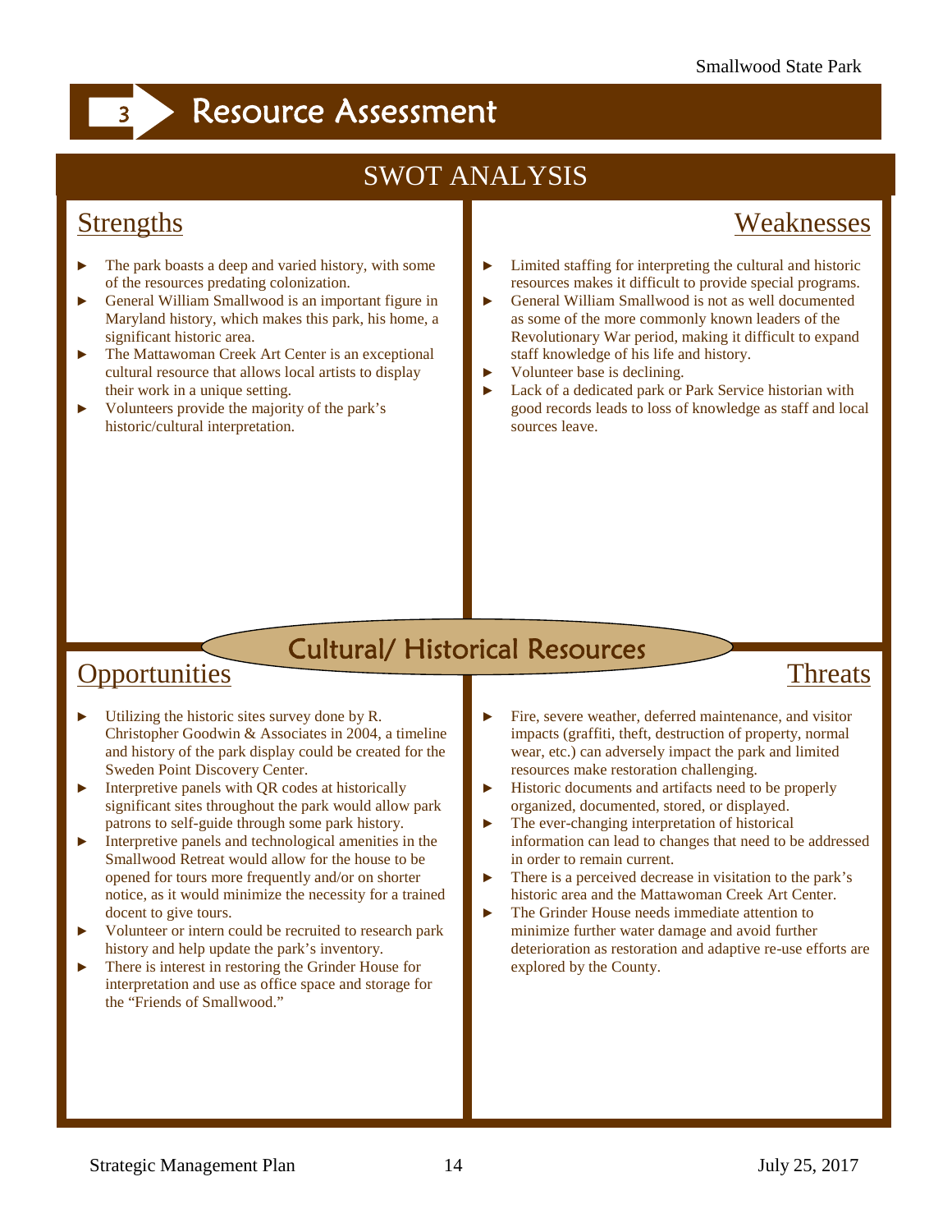# 3 Resource Assessment

## SWOT ANALYSIS

### Cultural/ Historical Resources

### Strengths

- The park boasts a deep and varied history, with some of the resources predating colonization.
- General William Smallwood is an important figure in Maryland history, which makes this park, his home, a significant historic area.
- The Mattawoman Creek Art Center is an exceptional cultural resource that allows local artists to display their work in a unique setting.
- Volunteers provide the majority of the park's historic/cultural interpretation.

### Weaknesses

- Limited staffing for interpreting the cultural and historic resources makes it difficult to provide special programs.
- General William Smallwood is not as well documented as some of the more commonly known leaders of the Revolutionary War period, making it difficult to expand staff knowledge of his life and history.
- Volunteer base is declining.
- Lack of a dedicated park or Park Service historian with good records leads to loss of knowledge as staff and local sources leave.

### Opportunities

- Utilizing the historic sites survey done by R. Christopher Goodwin & Associates in 2004, a timeline and history of the park display could be created for the Sweden Point Discovery Center.
- Interpretive panels with QR codes at historically significant sites throughout the park would allow park patrons to self-guide through some park history.
- Interpretive panels and technological amenities in the Smallwood Retreat would allow for the house to be opened for tours more frequently and/or on shorter notice, as it would minimize the necessity for a trained docent to give tours.
- Volunteer or intern could be recruited to research park history and help update the park's inventory.
- There is interest in restoring the Grinder House for interpretation and use as office space and storage for the "Friends of Smallwood."

### Threats

- Fire, severe weather, deferred maintenance, and visitor impacts (graffiti, theft, destruction of property, normal wear, etc.) can adversely impact the park and limited resources make restoration challenging.
- Historic documents and artifacts need to be properly organized, documented, stored, or displayed.
- The ever-changing interpretation of historical information can lead to changes that need to be addressed in order to remain current.
- There is a perceived decrease in visitation to the park's historic area and the Mattawoman Creek Art Center.
- The Grinder House needs immediate attention to minimize further water damage and avoid further deterioration as restoration and adaptive re-use efforts are explored by the County.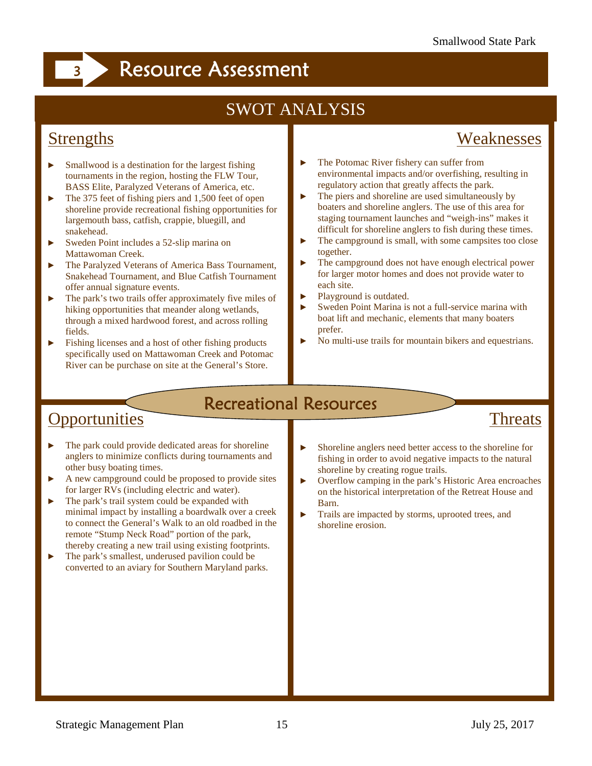# 3 Resource Assessment

## SWOT ANALYSIS

### Recreational Resources

#### Strengths

- Smallwood is a destination for the largest fishing tournaments in the region, hosting the FLW Tour, BASS Elite, Paralyzed Veterans of America, etc.
- The 375 feet of fishing piers and 1,500 feet of open shoreline provide recreational fishing opportunities for largemouth bass, catfish, crappie, bluegill, and snakehead.
- Sweden Point includes a 52-slip marina on Mattawoman Creek.
- The Paralyzed Veterans of America Bass Tournament, Snakehead Tournament, and Blue Catfish Tournament offer annual signature events.
- The park's two trails offer approximately five miles of hiking opportunities that meander along wetlands, through a mixed hardwood forest, and across rolling fields.
- Fishing licenses and a host of other fishing products specifically used on Mattawoman Creek and Potomac River can be purchase on site at the General's Store.

#### Weaknesses

- The Potomac River fishery can suffer from environmental impacts and/or overfishing, resulting in regulatory action that greatly affects the park.
- The piers and shoreline are used simultaneously by boaters and shoreline anglers. The use of this area for staging tournament launches and "weigh-ins" makes it difficult for shoreline anglers to fish during these times.
- The campground is small, with some campsites too close together.
- The campground does not have enough electrical power for larger motor homes and does not provide water to each site.
- Playground is outdated.
- Sweden Point Marina is not a full-service marina with boat lift and mechanic, elements that many boaters prefer.
- No multi-use trails for mountain bikers and equestrians.

#### Opportunities

- The park could provide dedicated areas for shoreline anglers to minimize conflicts during tournaments and other busy boating times.
- A new campground could be proposed to provide sites for larger RVs (including electric and water).
- The park's trail system could be expanded with minimal impact by installing a boardwalk over a creek to connect the General's Walk to an old roadbed in the remote "Stump Neck Road" portion of the park, thereby creating a new trail using existing footprints.
- The park's smallest, underused pavilion could be converted to an aviary for Southern Maryland parks.

#### Threats

- Shoreline anglers need better access to the shoreline for fishing in order to avoid negative impacts to the natural shoreline by creating rogue trails.
- Overflow camping in the park's Historic Area encroaches on the historical interpretation of the Retreat House and Barn.
- Trails are impacted by storms, uprooted trees, and shoreline erosion.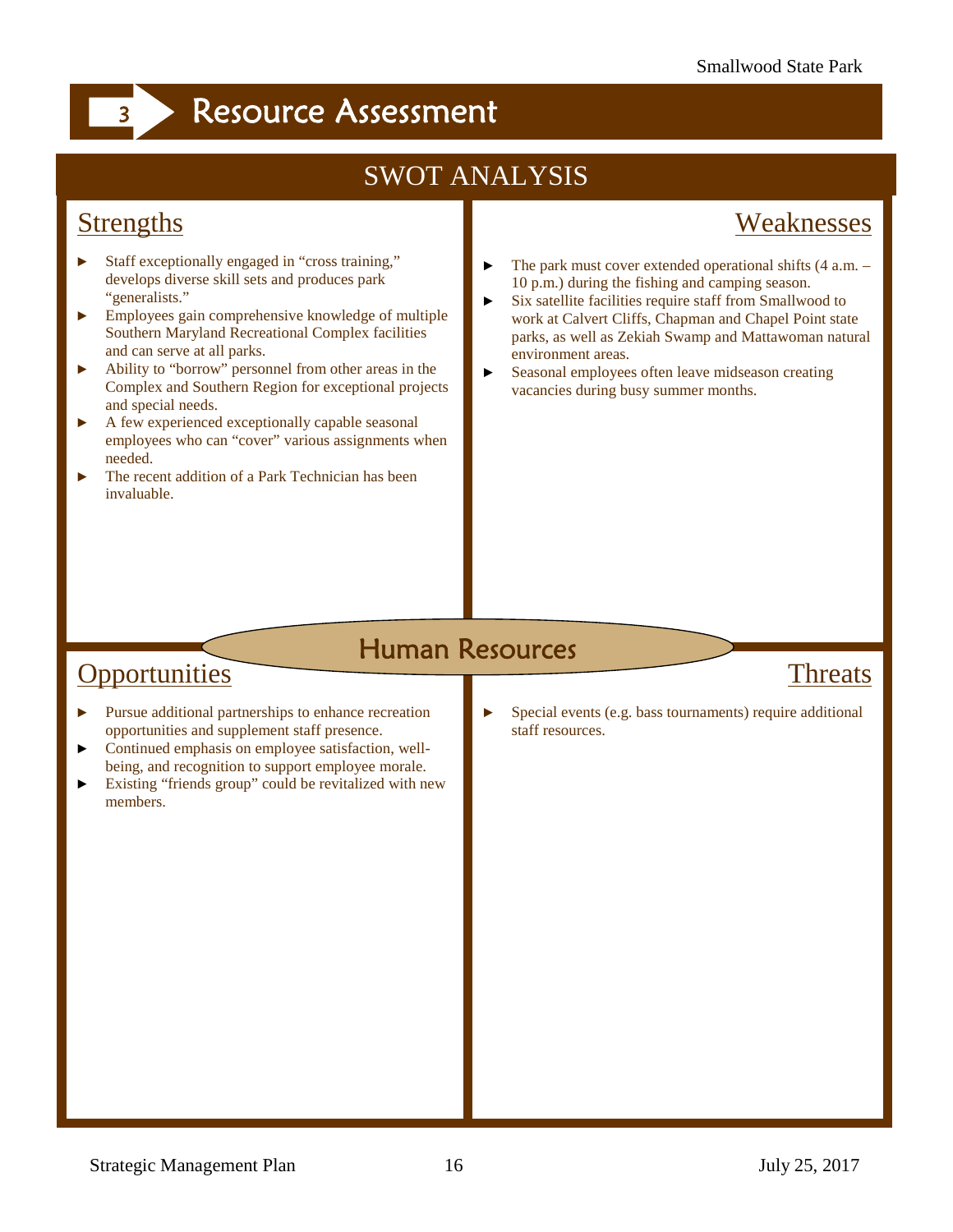# 3 Resource Assessment

## SWOT ANALYSIS

### Human Resources

### Strengths

- Staff exceptionally engaged in “cross training,” develops diverse skill sets and produces park “generalists.”
- Employees gain comprehensive knowledge of multiple Southern Maryland Recreational Complex facilities and can serve at all parks.
- Ability to “borrow” personnel from other areas in the Complex and Southern Region for exceptional projects and special needs.
- A few experienced exceptionally capable seasonal employees who can “cover” various assignments when needed.
- The recent addition of a Park Technician has been invaluable.

### Weaknesses

- The park must cover extended operational shifts (4 a.m. – 10 p.m.) during the fishing and camping season.
- Six satellite facilities require staff from Smallwood to work at Calvert Cliffs, Chapman and Chapel Point state parks, as well as Zekiah Swamp and Mattawoman natural environment areas.
- Seasonal employees often leave midseason creating vacancies during busy summer months.

### Opportunities

- Pursue additional partnerships to enhance recreation opportunities and supplement staff presence.
- Continued emphasis on employee satisfaction, well-being, and recognition to support employee morale.
- Existing “friends group” could be revitalized with new members.

### Threats

- Special events (e.g. bass tournaments) require additional staff resources.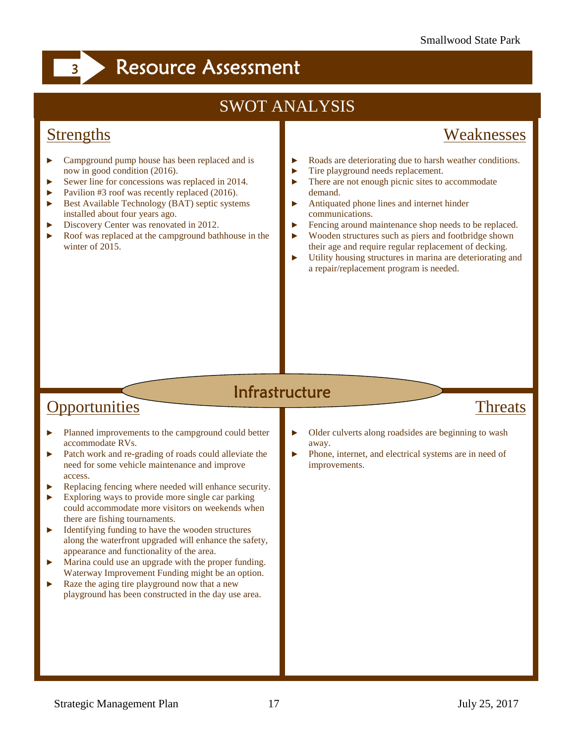# 3 Resource Assessment

## SWOT ANALYSIS

### Infrastructure

### Strengths

- Campground pump house has been replaced and is now in good condition (2016).
- Sewer line for concessions was replaced in 2014.
- Pavilion #3 roof was recently replaced (2016).
- Best Available Technology (BAT) septic systems installed about four years ago.
- Discovery Center was renovated in 2012.
- Roof was replaced at the campground bathhouse in the winter of 2015.

### Weaknesses

- Roads are deteriorating due to harsh weather conditions.
- Tire playground needs replacement.
- There are not enough picnic sites to accommodate demand.
- Antiquated phone lines and internet hinder communications.
- Fencing around maintenance shop needs to be replaced.
- Wooden structures such as piers and footbridge shown their age and require regular replacement of decking.
- Utility housing structures in marina are deteriorating and a repair/replacement program is needed.

### Opportunities

- Planned improvements to the campground could better accommodate RVs.
- Patch work and re-grading of roads could alleviate the need for some vehicle maintenance and improve access.
- Replacing fencing where needed will enhance security.
- Exploring ways to provide more single car parking could accommodate more visitors on weekends when there are fishing tournaments.
- Identifying funding to have the wooden structures along the waterfront upgraded will enhance the safety, appearance and functionality of the area.
- Marina could use an upgrade with the proper funding. Waterway Improvement Funding might be an option.
- Raze the aging tire playground now that a new playground has been constructed in the day use area.

### Threats

- Older culverts along roadsides are beginning to wash away.
- Phone, internet, and electrical systems are in need of improvements.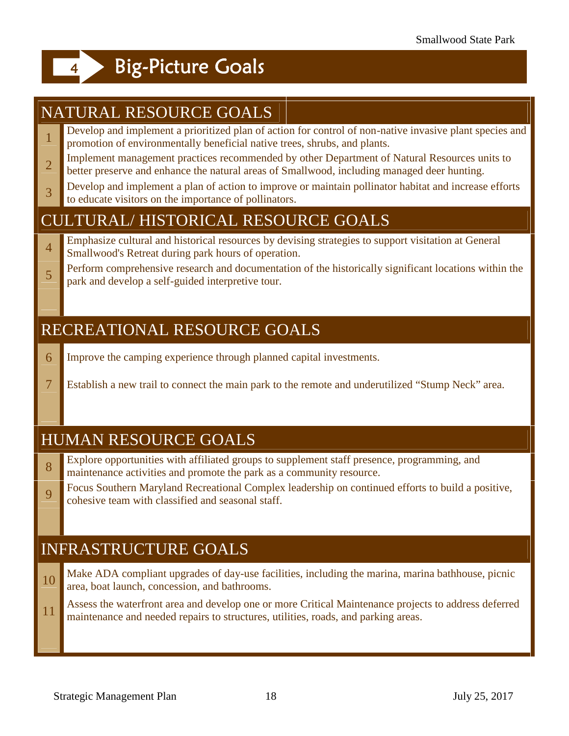# 4 Big-Picture Goals

## NATURAL RESOURCE GOALS

1. Develop and implement a prioritized plan of action for control of non-native invasive plant species and promotion of environmentally beneficial native trees, shrubs, and plants.
2. Implement management practices recommended by other Department of Natural Resources units to better preserve and enhance the natural areas of Smallwood, including managed deer hunting.
3. Develop and implement a plan of action to improve or maintain pollinator habitat and increase efforts to educate visitors on the importance of pollinators.

## CULTURAL/ HISTORICAL RESOURCE GOALS

4. Emphasize cultural and historical resources by devising strategies to support visitation at General Smallwood's Retreat during park hours of operation.
5. Perform comprehensive research and documentation of the historically significant locations within the park and develop a self-guided interpretive tour.

## RECREATIONAL RESOURCE GOALS

6. Improve the camping experience through planned capital investments.
7. Establish a new trail to connect the main park to the remote and underutilized "Stump Neck" area.

## HUMAN RESOURCE GOALS

8. Explore opportunities with affiliated groups to supplement staff presence, programming, and maintenance activities and promote the park as a community resource.
9. Focus Southern Maryland Recreational Complex leadership on continued efforts to build a positive, cohesive team with classified and seasonal staff.

## INFRASTRUCTURE GOALS

10. Make ADA compliant upgrades of day-use facilities, including the marina, marina bathhouse, picnic area, boat launch, concession, and bathrooms.
11. Assess the waterfront area and develop one or more Critical Maintenance projects to address deferred maintenance and needed repairs to structures, utilities, roads, and parking areas.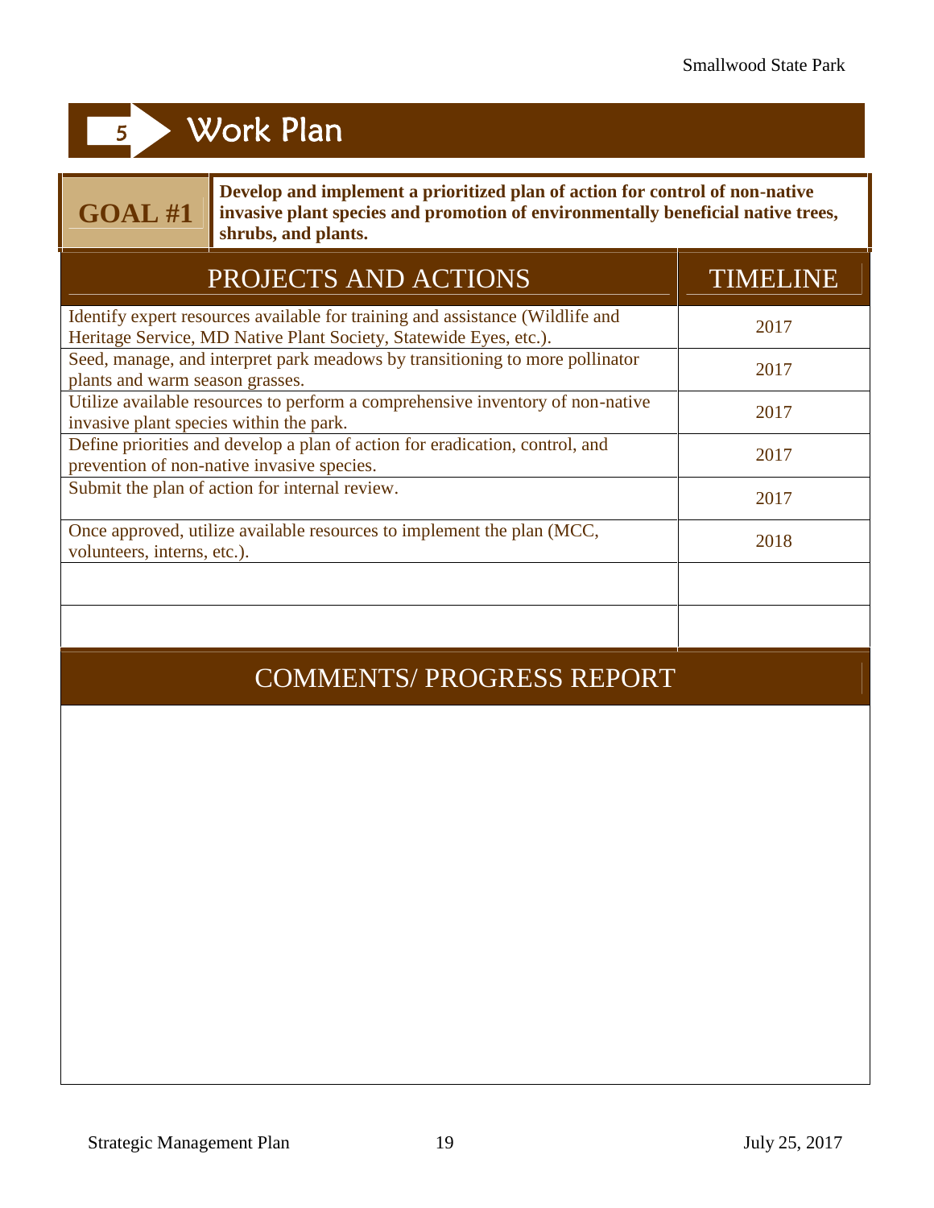# 5 Work Plan

**GOAL #1** — **Develop and implement a prioritized plan of action for control of non-native invasive plant species and promotion of environmentally beneficial native trees, shrubs, and plants.**

| PROJECTS AND ACTIONS | TIMELINE |
|---|---|
| Identify expert resources available for training and assistance (Wildlife and Heritage Service, MD Native Plant Society, Statewide Eyes, etc.). | 2017 |
| Seed, manage, and interpret park meadows by transitioning to more pollinator plants and warm season grasses. | 2017 |
| Utilize available resources to perform a comprehensive inventory of non-native invasive plant species within the park. | 2017 |
| Define priorities and develop a plan of action for eradication, control, and prevention of non-native invasive species. | 2017 |
| Submit the plan of action for internal review. | 2017 |
| Once approved, utilize available resources to implement the plan (MCC, volunteers, interns, etc.). | 2018 |
| | |
| | |

## COMMENTS/ PROGRESS REPORT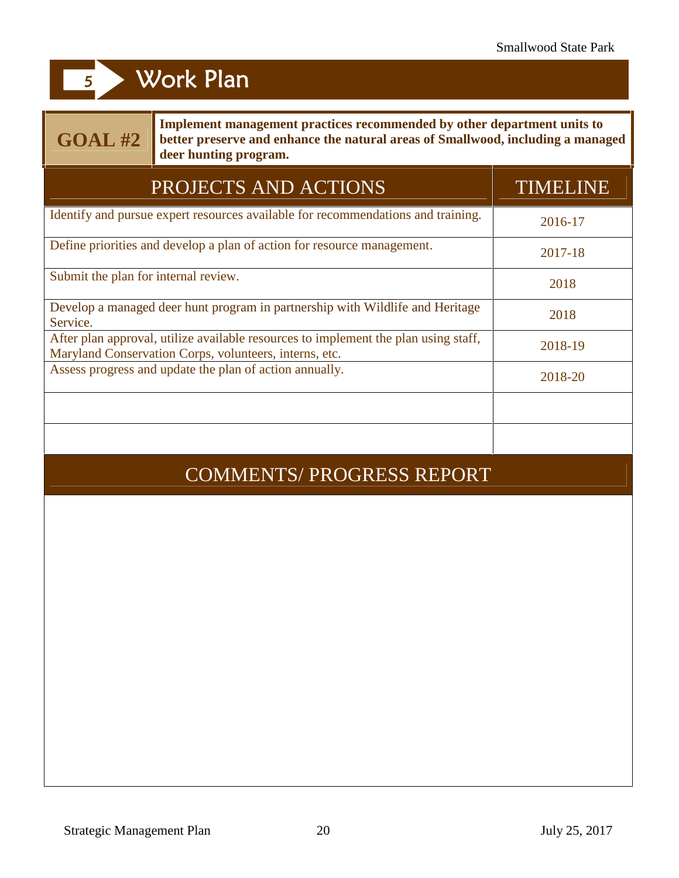# 5 Work Plan

## GOAL #2

**Implement management practices recommended by other department units to better preserve and enhance the natural areas of Smallwood, including a managed deer hunting program.**

| PROJECTS AND ACTIONS | TIMELINE |
| --- | --- |
| Identify and pursue expert resources available for recommendations and training. | 2016-17 |
| Define priorities and develop a plan of action for resource management. | 2017-18 |
| Submit the plan for internal review. | 2018 |
| Develop a managed deer hunt program in partnership with Wildlife and Heritage Service. | 2018 |
| After plan approval, utilize available resources to implement the plan using staff, Maryland Conservation Corps, volunteers, interns, etc. | 2018-19 |
| Assess progress and update the plan of action annually. | 2018-20 |
| | |
| | |

## COMMENTS/ PROGRESS REPORT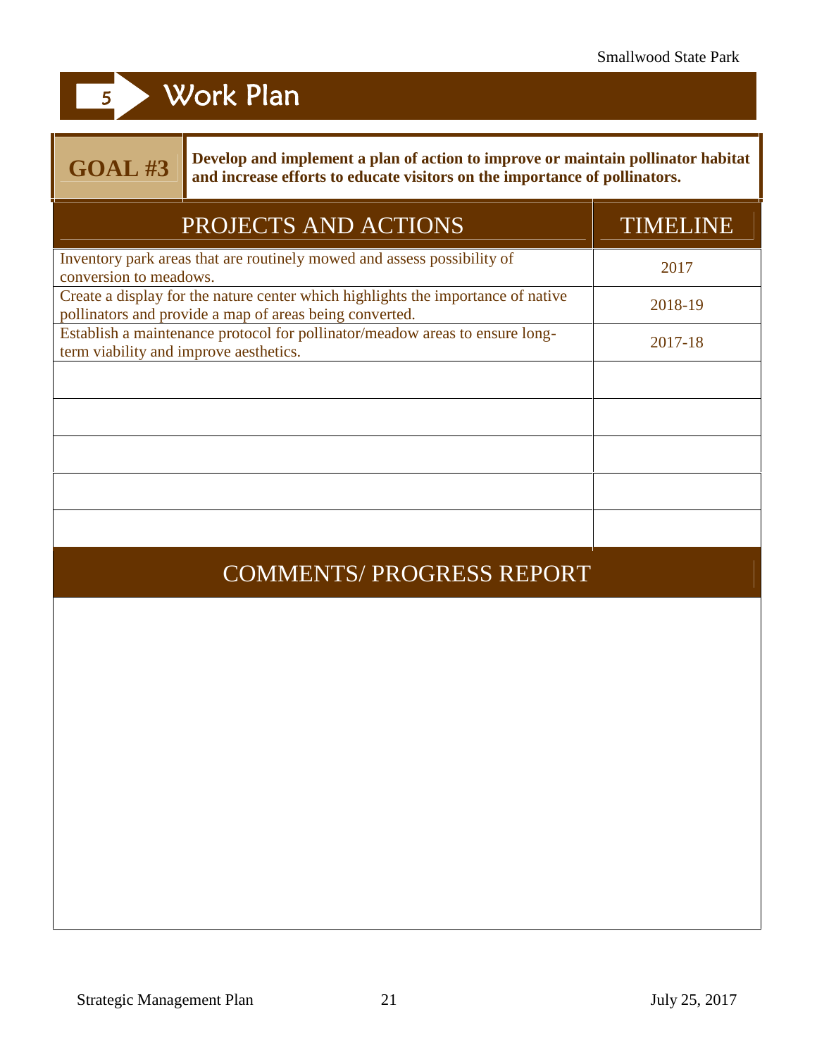# 5 Work Plan

**GOAL #3** — **Develop and implement a plan of action to improve or maintain pollinator habitat and increase efforts to educate visitors on the importance of pollinators.**

| PROJECTS AND ACTIONS | TIMELINE |
|---|---|
| Inventory park areas that are routinely mowed and assess possibility of conversion to meadows. | 2017 |
| Create a display for the nature center which highlights the importance of native pollinators and provide a map of areas being converted. | 2018-19 |
| Establish a maintenance protocol for pollinator/meadow areas to ensure long-term viability and improve aesthetics. | 2017-18 |
| | |
| | |
| | |
| | |
| | |

## COMMENTS/ PROGRESS REPORT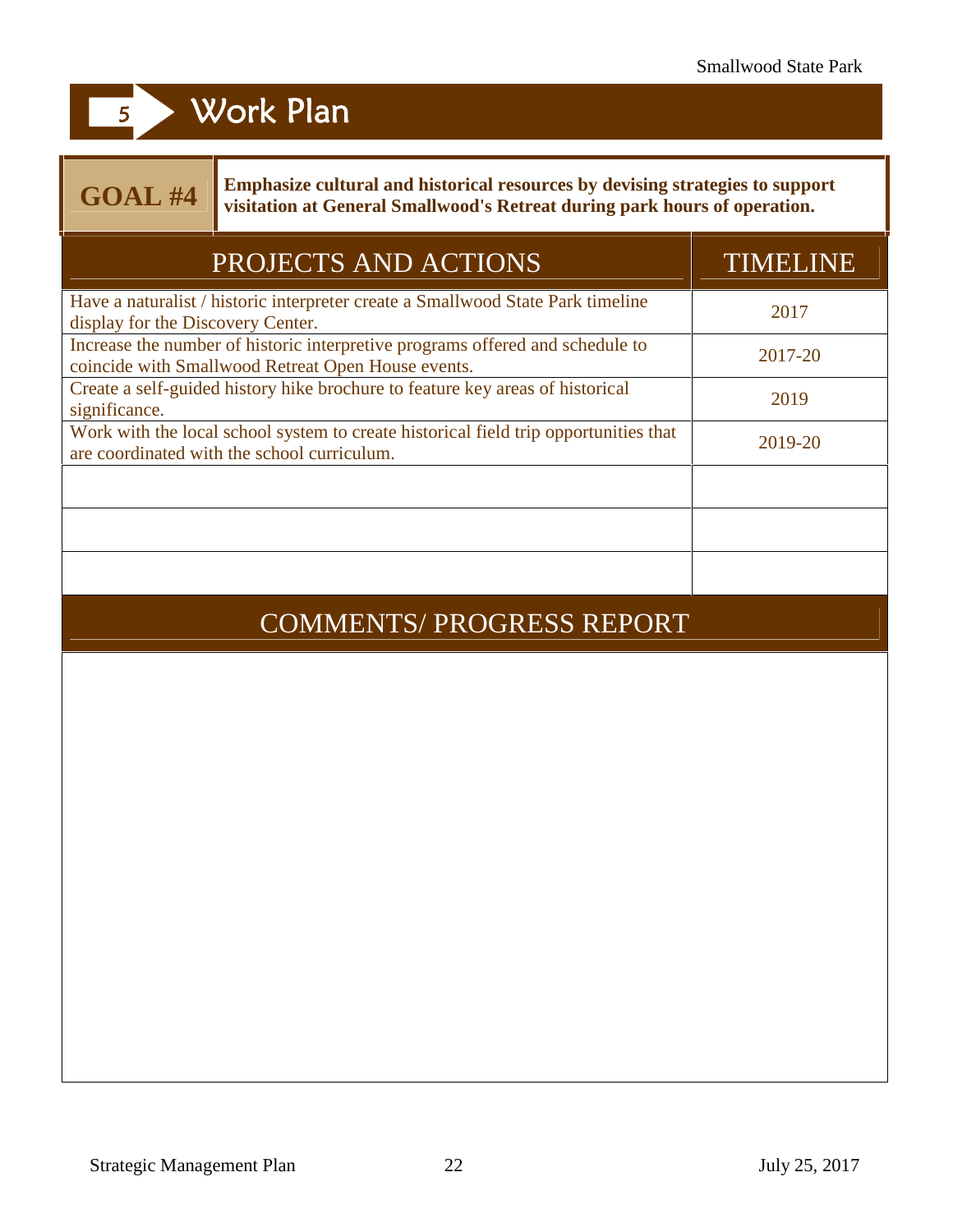# 5 Work Plan

**GOAL #4** — **Emphasize cultural and historical resources by devising strategies to support visitation at General Smallwood's Retreat during park hours of operation.**

| PROJECTS AND ACTIONS | TIMELINE |
|---|---|
| Have a naturalist / historic interpreter create a Smallwood State Park timeline display for the Discovery Center. | 2017 |
| Increase the number of historic interpretive programs offered and schedule to coincide with Smallwood Retreat Open House events. | 2017-20 |
| Create a self-guided history hike brochure to feature key areas of historical significance. | 2019 |
| Work with the local school system to create historical field trip opportunities that are coordinated with the school curriculum. | 2019-20 |
| | |
| | |
| | |

## COMMENTS/ PROGRESS REPORT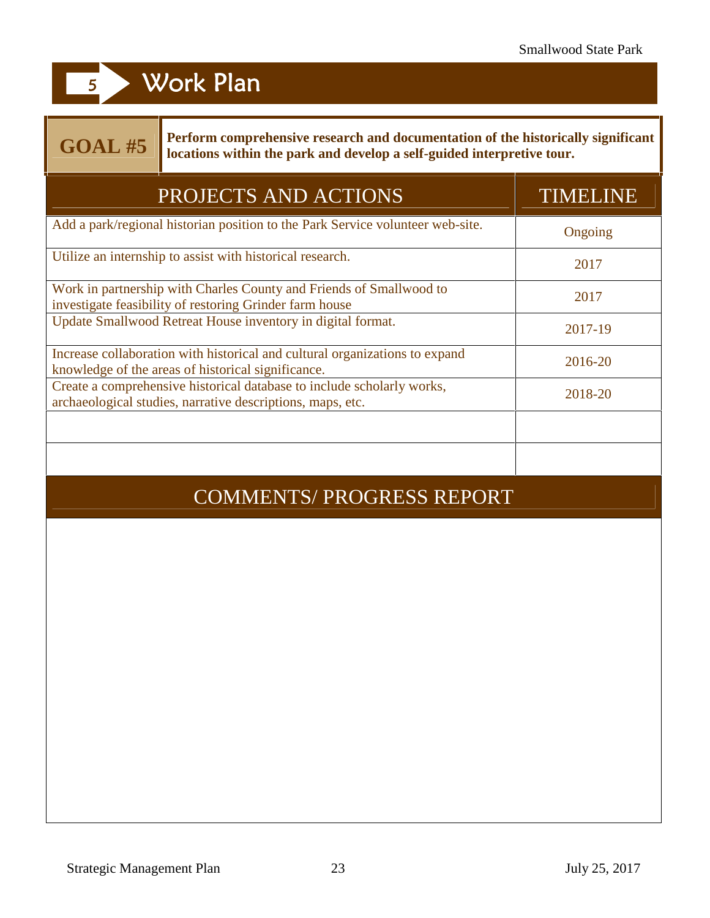# 5 Work Plan

**GOAL #5** **Perform comprehensive research and documentation of the historically significant locations within the park and develop a self-guided interpretive tour.**

| PROJECTS AND ACTIONS | TIMELINE |
|---|---|
| Add a park/regional historian position to the Park Service volunteer web-site. | Ongoing |
| Utilize an internship to assist with historical research. | 2017 |
| Work in partnership with Charles County and Friends of Smallwood to investigate feasibility of restoring Grinder farm house | 2017 |
| Update Smallwood Retreat House inventory in digital format. | 2017-19 |
| Increase collaboration with historical and cultural organizations to expand knowledge of the areas of historical significance. | 2016-20 |
| Create a comprehensive historical database to include scholarly works, archaeological studies, narrative descriptions, maps, etc. | 2018-20 |
| | |
| | |

## COMMENTS/ PROGRESS REPORT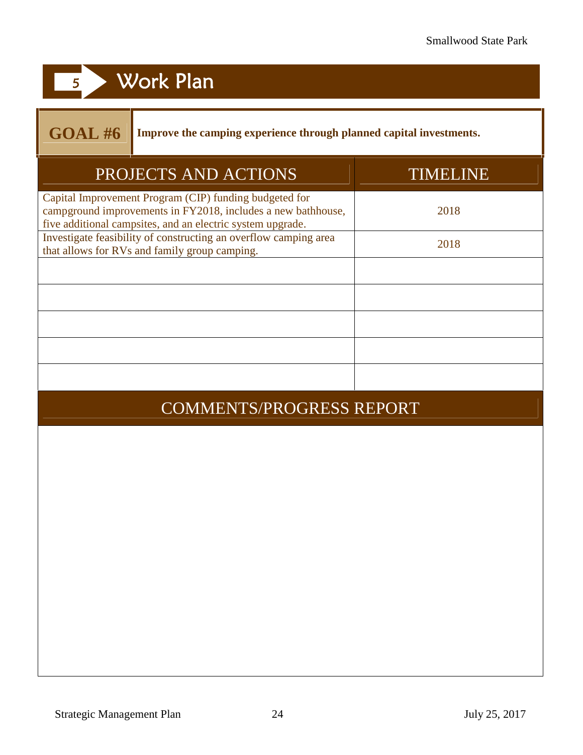# 5 Work Plan

## GOAL #6

**Improve the camping experience through planned capital investments.**

| PROJECTS AND ACTIONS | TIMELINE |
|---|---|
| Capital Improvement Program (CIP) funding budgeted for campground improvements in FY2018, includes a new bathhouse, five additional campsites, and an electric system upgrade. | 2018 |
| Investigate feasibility of constructing an overflow camping area that allows for RVs and family group camping. | 2018 |
| | |
| | |
| | |
| | |
| | |

## COMMENTS/PROGRESS REPORT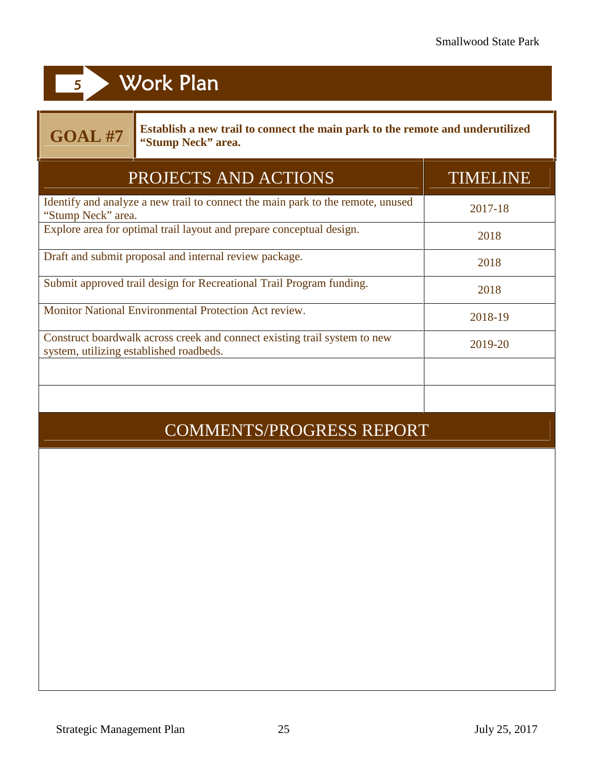# 5 Work Plan

| GOAL #7 | Establish a new trail to connect the main park to the remote and underutilized "Stump Neck" area. |
|---|---|

| PROJECTS AND ACTIONS | TIMELINE |
|---|---|
| Identify and analyze a new trail to connect the main park to the remote, unused "Stump Neck" area. | 2017-18 |
| Explore area for optimal trail layout and prepare conceptual design. | 2018 |
| Draft and submit proposal and internal review package. | 2018 |
| Submit approved trail design for Recreational Trail Program funding. | 2018 |
| Monitor National Environmental Protection Act review. | 2018-19 |
| Construct boardwalk across creek and connect existing trail system to new system, utilizing established roadbeds. | 2019-20 |
| | |
| | |

## COMMENTS/PROGRESS REPORT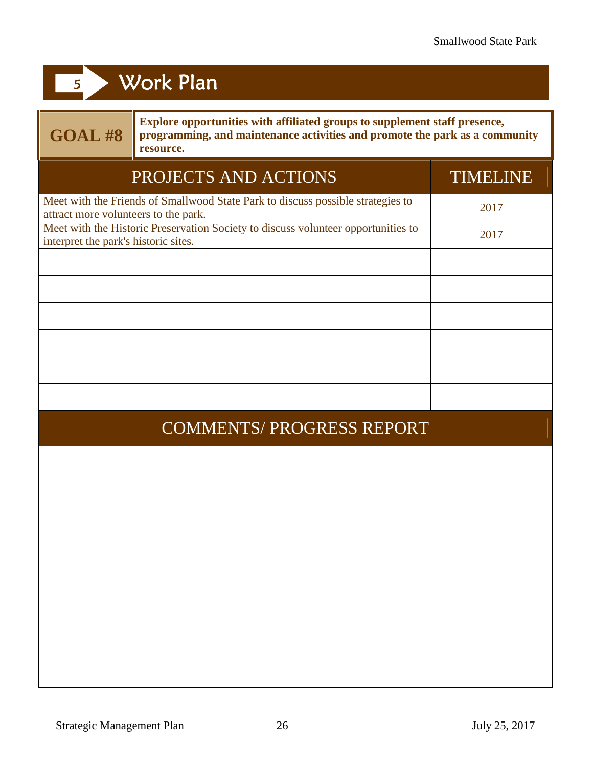## 5 Work Plan

**GOAL #8** — **Explore opportunities with affiliated groups to supplement staff presence, programming, and maintenance activities and promote the park as a community resource.**

| PROJECTS AND ACTIONS | TIMELINE |
| --- | --- |
| Meet with the Friends of Smallwood State Park to discuss possible strategies to attract more volunteers to the park. | 2017 |
| Meet with the Historic Preservation Society to discuss volunteer opportunities to interpret the park's historic sites. | 2017 |
| | |
| | |
| | |
| | |
| | |
| | |

### COMMENTS/ PROGRESS REPORT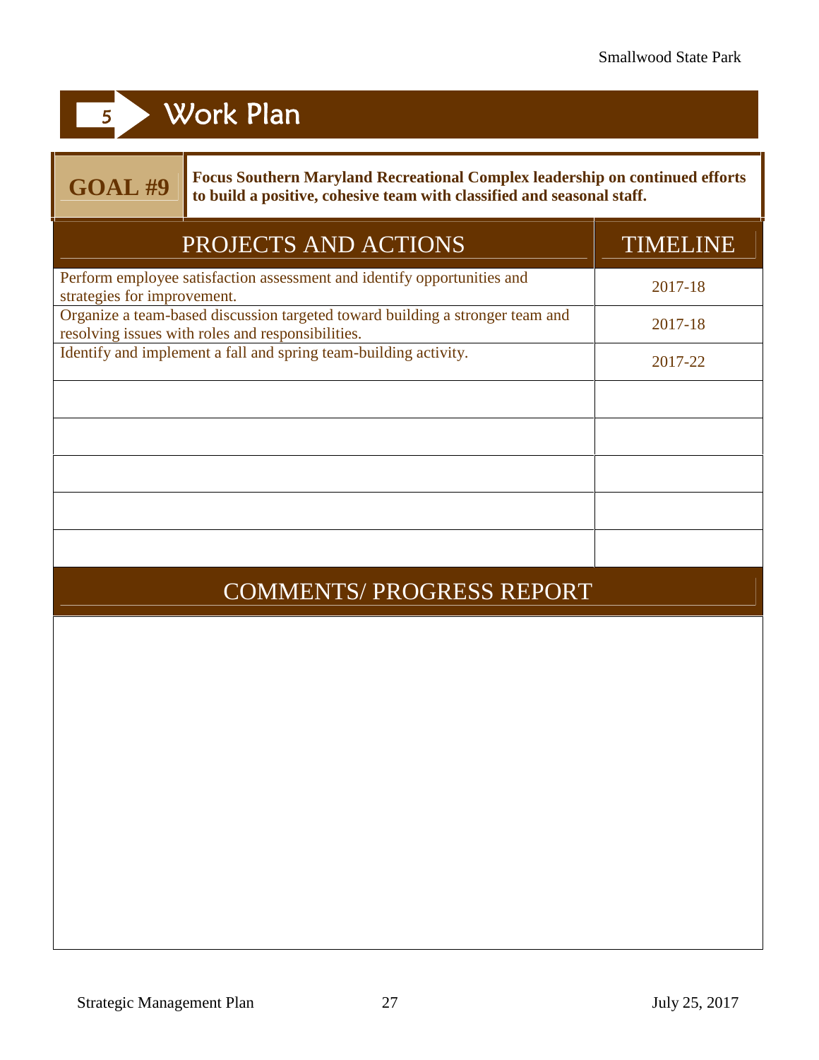## 5 Work Plan

**GOAL #9** **Focus Southern Maryland Recreational Complex leadership on continued efforts to build a positive, cohesive team with classified and seasonal staff.**

| PROJECTS AND ACTIONS | TIMELINE |
|---|---|
| Perform employee satisfaction assessment and identify opportunities and strategies for improvement. | 2017-18 |
| Organize a team-based discussion targeted toward building a stronger team and resolving issues with roles and responsibilities. | 2017-18 |
| Identify and implement a fall and spring team-building activity. | 2017-22 |
| | |
| | |
| | |
| | |
| | |

### COMMENTS/ PROGRESS REPORT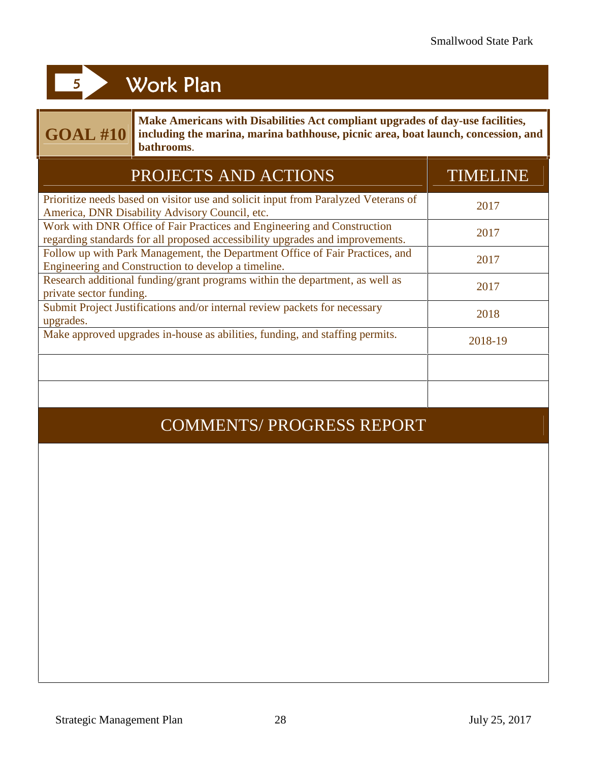## 5 Work Plan

**GOAL #10** — **Make Americans with Disabilities Act compliant upgrades of day-use facilities, including the marina, marina bathhouse, picnic area, boat launch, concession, and bathrooms**.

| PROJECTS AND ACTIONS | TIMELINE |
|---|---|
| Prioritize needs based on visitor use and solicit input from Paralyzed Veterans of America, DNR Disability Advisory Council, etc. | 2017 |
| Work with DNR Office of Fair Practices and Engineering and Construction regarding standards for all proposed accessibility upgrades and improvements. | 2017 |
| Follow up with Park Management, the Department Office of Fair Practices, and Engineering and Construction to develop a timeline. | 2017 |
| Research additional funding/grant programs within the department, as well as private sector funding. | 2017 |
| Submit Project Justifications and/or internal review packets for necessary upgrades. | 2018 |
| Make approved upgrades in-house as abilities, funding, and staffing permits. | 2018-19 |
| | |
| | |

### COMMENTS/ PROGRESS REPORT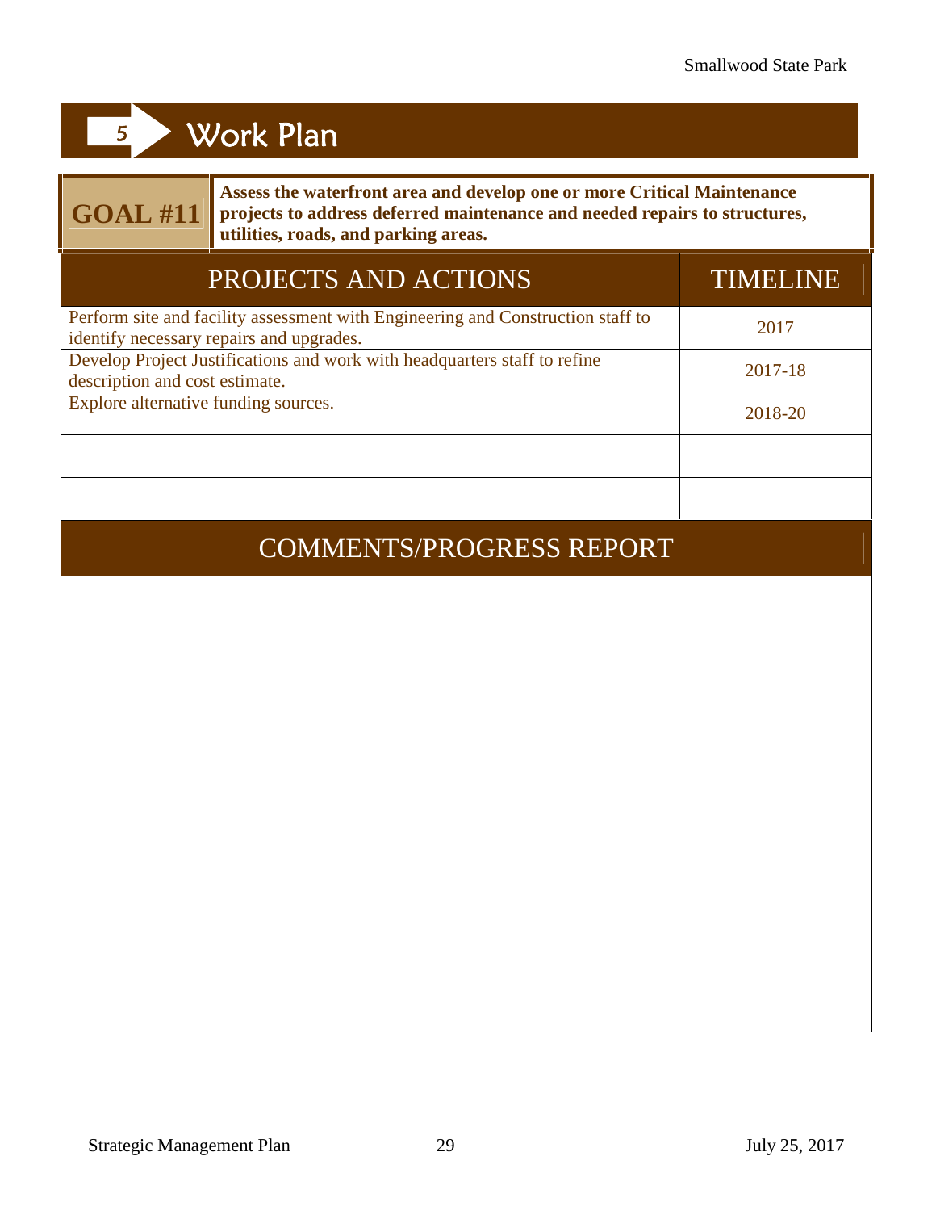## 5 Work Plan

| GOAL #11 | Assess the waterfront area and develop one or more Critical Maintenance projects to address deferred maintenance and needed repairs to structures, utilities, roads, and parking areas. |
|---|---|

| PROJECTS AND ACTIONS | TIMELINE |
|---|---|
| Perform site and facility assessment with Engineering and Construction staff to identify necessary repairs and upgrades. | 2017 |
| Develop Project Justifications and work with headquarters staff to refine description and cost estimate. | 2017-18 |
| Explore alternative funding sources. | 2018-20 |
| | |
| | |

### COMMENTS/PROGRESS REPORT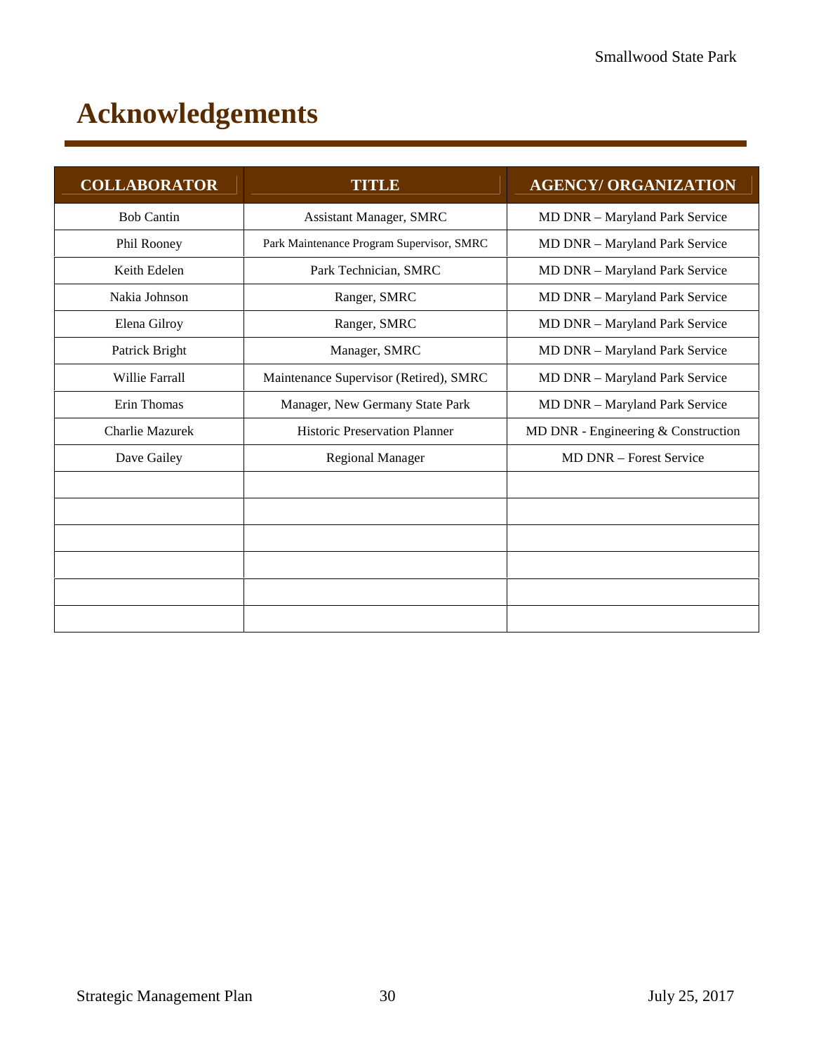# Acknowledgements

| COLLABORATOR | TITLE | AGENCY/ ORGANIZATION |
|---|---|---|
| Bob Cantin | Assistant Manager, SMRC | MD DNR – Maryland Park Service |
| Phil Rooney | Park Maintenance Program Supervisor, SMRC | MD DNR – Maryland Park Service |
| Keith Edelen | Park Technician, SMRC | MD DNR – Maryland Park Service |
| Nakia Johnson | Ranger, SMRC | MD DNR – Maryland Park Service |
| Elena Gilroy | Ranger, SMRC | MD DNR – Maryland Park Service |
| Patrick Bright | Manager, SMRC | MD DNR – Maryland Park Service |
| Willie Farrall | Maintenance Supervisor (Retired), SMRC | MD DNR – Maryland Park Service |
| Erin Thomas | Manager, New Germany State Park | MD DNR – Maryland Park Service |
| Charlie Mazurek | Historic Preservation Planner | MD DNR - Engineering & Construction |
| Dave Gailey | Regional Manager | MD DNR – Forest Service |
| | | |
| | | |
| | | |
| | | |
| | | |
| | | |